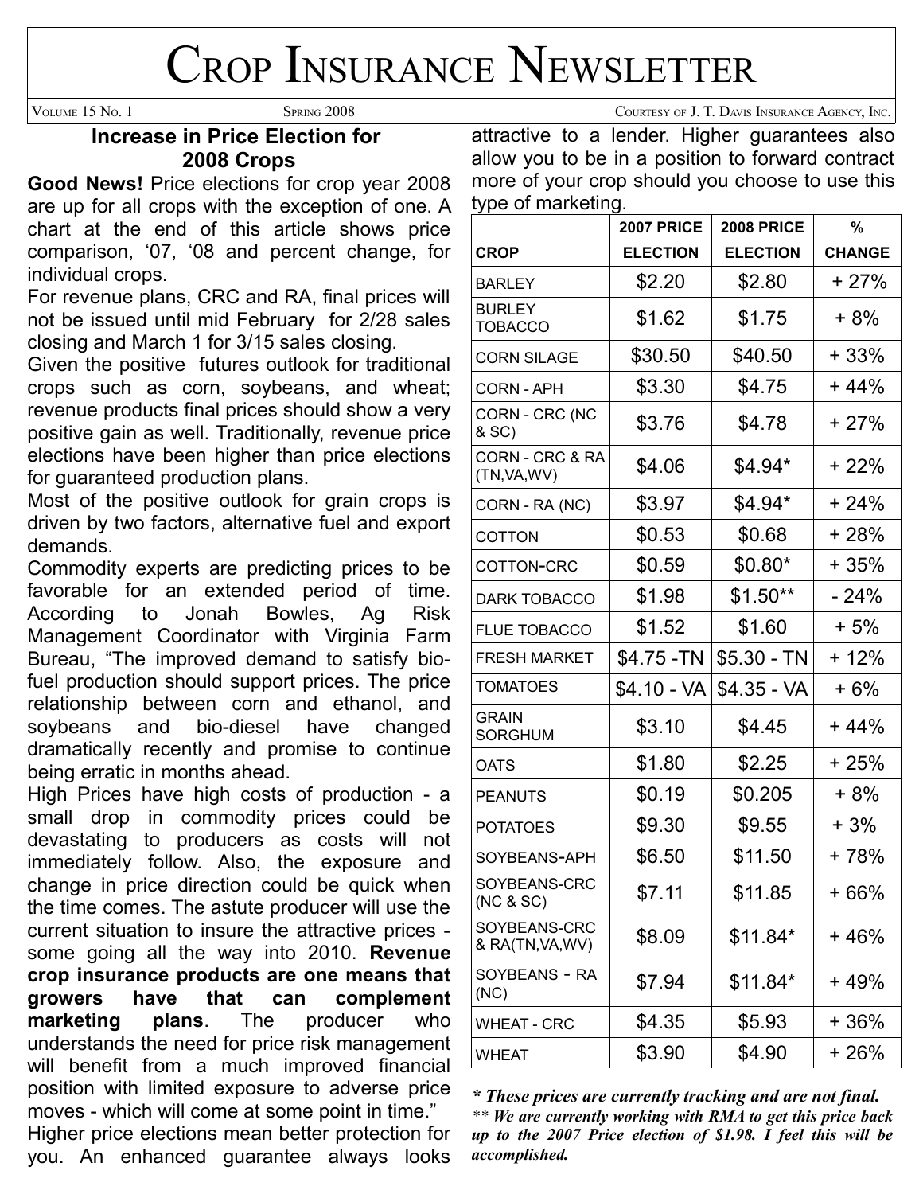# Crop Insurance Newsletter

Volume 15 No. 1 — Spring 2008 — Courtesy of J. T. Davis Insurance Agency, Inc.

## Increase in Price Election for 2008 Crops

**Good News!** Price elections for crop year 2008 are up for all crops with the exception of one. A chart at the end of this article shows price comparison, '07, '08 and percent change, for individual crops.

For revenue plans, CRC and RA, final prices will not be issued until mid February for 2/28 sales closing and March 1 for 3/15 sales closing.

Given the positive futures outlook for traditional crops such as corn, soybeans, and wheat; revenue products final prices should show a very positive gain as well. Traditionally, revenue price elections have been higher than price elections for guaranteed production plans.

Most of the positive outlook for grain crops is driven by two factors, alternative fuel and export demands.

Commodity experts are predicting prices to be favorable for an extended period of time. According to Jonah Bowles, Ag Risk Management Coordinator with Virginia Farm Bureau, "The improved demand to satisfy bio-fuel production should support prices. The price relationship between corn and ethanol, and soybeans and bio-diesel have changed dramatically recently and promise to continue being erratic in months ahead.

High Prices have high costs of production - a small drop in commodity prices could be devastating to producers as costs will not immediately follow. Also, the exposure and change in price direction could be quick when the time comes. The astute producer will use the current situation to insure the attractive prices - some going all the way into 2010. **Revenue crop insurance products are one means that growers have that can complement marketing plans**. The producer who understands the need for price risk management will benefit from a much improved financial position with limited exposure to adverse price moves - which will come at some point in time."

Higher price elections mean better protection for you. An enhanced guarantee always looks attractive to a lender. Higher guarantees also allow you to be in a position to forward contract more of your crop should you choose to use this type of marketing.

| CROP | 2007 PRICE ELECTION | 2008 PRICE ELECTION | % CHANGE |
|---|---|---|---|
| BARLEY | $2.20 | $2.80 | + 27% |
| BURLEY TOBACCO | $1.62 | $1.75 | + 8% |
| CORN SILAGE | $30.50 | $40.50 | + 33% |
| CORN - APH | $3.30 | $4.75 | + 44% |
| CORN - CRC (NC & SC) | $3.76 | $4.78 | + 27% |
| CORN - CRC & RA (TN,VA,WV) | $4.06 | $4.94* | + 22% |
| CORN - RA (NC) | $3.97 | $4.94* | + 24% |
| COTTON | $0.53 | $0.68 | + 28% |
| COTTON-CRC | $0.59 | $0.80* | + 35% |
| DARK TOBACCO | $1.98 | $1.50** | - 24% |
| FLUE TOBACCO | $1.52 | $1.60 | + 5% |
| FRESH MARKET | $4.75 -TN | $5.30 - TN | + 12% |
| TOMATOES | $4.10 - VA | $4.35 - VA | + 6% |
| GRAIN SORGHUM | $3.10 | $4.45 | + 44% |
| OATS | $1.80 | $2.25 | + 25% |
| PEANUTS | $0.19 | $0.205 | + 8% |
| POTATOES | $9.30 | $9.55 | + 3% |
| SOYBEANS-APH | $6.50 | $11.50 | + 78% |
| SOYBEANS-CRC (NC & SC) | $7.11 | $11.85 | + 66% |
| SOYBEANS-CRC & RA(TN,VA,WV) | $8.09 | $11.84* | + 46% |
| SOYBEANS - RA (NC) | $7.94 | $11.84* | + 49% |
| WHEAT - CRC | $4.35 | $5.93 | + 36% |
| WHEAT | $3.90 | $4.90 | + 26% |

***These prices are currently tracking and are not final.***

**\*\* We are currently working with RMA to get this price back up to the 2007 Price election of $1.98. I feel this will be accomplished.**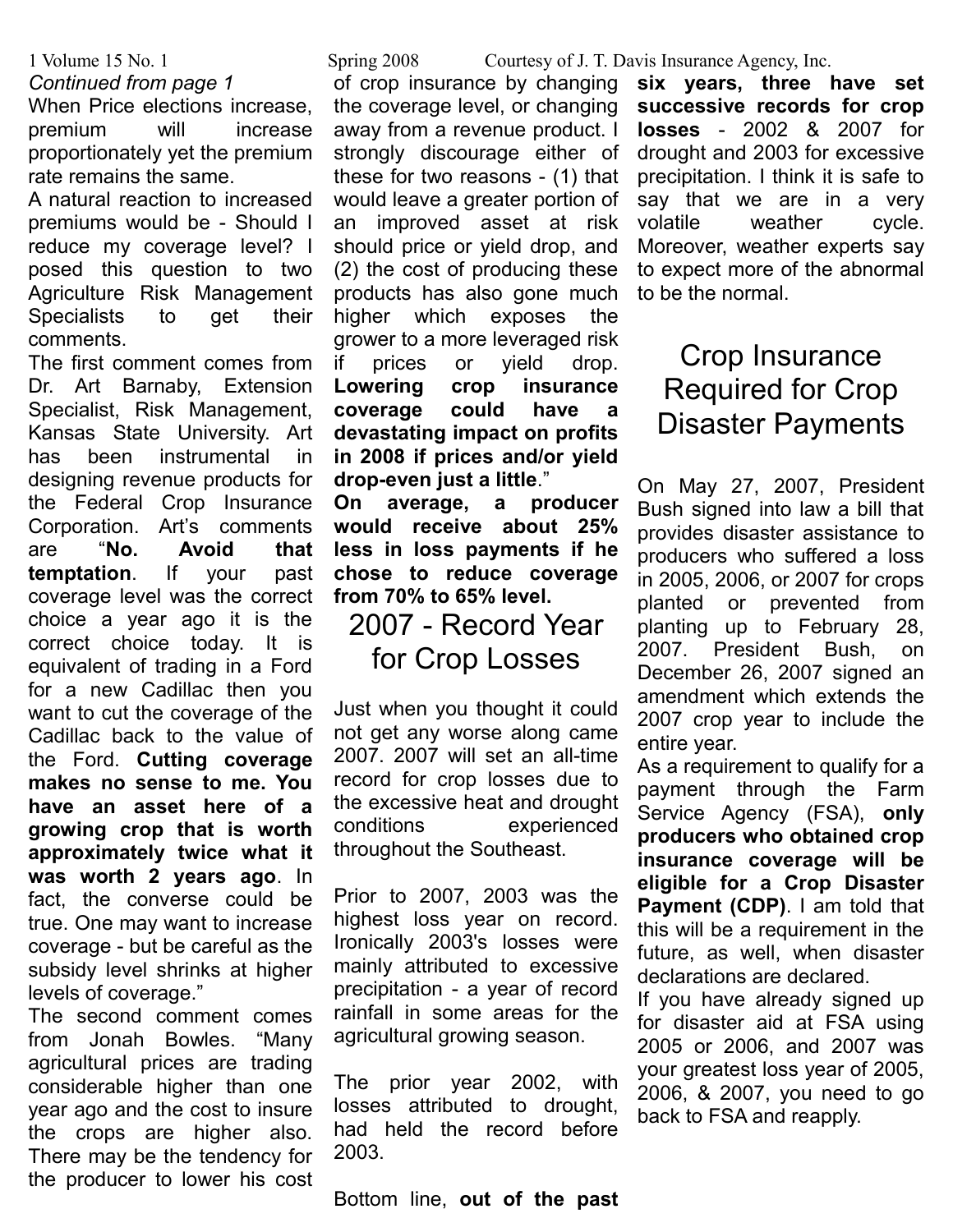*Continued from page 1*

When Price elections increase, premium will increase proportionately yet the premium rate remains the same.

A natural reaction to increased premiums would be - Should I reduce my coverage level? I posed this question to two Agriculture Risk Management Specialists to get their comments.

The first comment comes from Dr. Art Barnaby, Extension Specialist, Risk Management, Kansas State University. Art has been instrumental in designing revenue products for the Federal Crop Insurance Corporation. Art's comments are "**No. Avoid that temptation**. If your past coverage level was the correct choice a year ago it is the correct choice today. It is equivalent of trading in a Ford for a new Cadillac then you want to cut the coverage of the Cadillac back to the value of the Ford. **Cutting coverage makes no sense to me. You have an asset here of a growing crop that is worth approximately twice what it was worth 2 years ago**. In fact, the converse could be true. One may want to increase coverage - but be careful as the subsidy level shrinks at higher levels of coverage."

The second comment comes from Jonah Bowles. "Many agricultural prices are trading considerable higher than one year ago and the cost to insure the crops are higher also. There may be the tendency for the producer to lower his cost of crop insurance by changing the coverage level, or changing away from a revenue product. I strongly discourage either of these for two reasons - (1) that would leave a greater portion of an improved asset at risk should price or yield drop, and (2) the cost of producing these products has also gone much higher which exposes the grower to a more leveraged risk if prices or yield drop. **Lowering crop insurance coverage could have a devastating impact on profits in 2008 if prices and/or yield drop-even just a little**."

**On average, a producer would receive about 25% less in loss payments if he chose to reduce coverage from 70% to 65% level.**

# 2007 - Record Year for Crop Losses

Just when you thought it could not get any worse along came 2007. 2007 will set an all-time record for crop losses due to the excessive heat and drought conditions experienced throughout the Southeast.

Prior to 2007, 2003 was the highest loss year on record. Ironically 2003's losses were mainly attributed to excessive precipitation - a year of record rainfall in some areas for the agricultural growing season.

The prior year 2002, with losses attributed to drought, had held the record before 2003.

Bottom line, **out of the past six years, three have set successive records for crop losses** - 2002 & 2007 for drought and 2003 for excessive precipitation. I think it is safe to say that we are in a very volatile weather cycle. Moreover, weather experts say to expect more of the abnormal to be the normal.

# Crop Insurance Required for Crop Disaster Payments

On May 27, 2007, President Bush signed into law a bill that provides disaster assistance to producers who suffered a loss in 2005, 2006, or 2007 for crops planted or prevented from planting up to February 28, 2007. President Bush, on December 26, 2007 signed an amendment which extends the 2007 crop year to include the entire year.

As a requirement to qualify for a payment through the Farm Service Agency (FSA), **only producers who obtained crop insurance coverage will be eligible for a Crop Disaster Payment (CDP)**. I am told that this will be a requirement in the future, as well, when disaster declarations are declared.

If you have already signed up for disaster aid at FSA using 2005 or 2006, and 2007 was your greatest loss year of 2005, 2006, & 2007, you need to go back to FSA and reapply.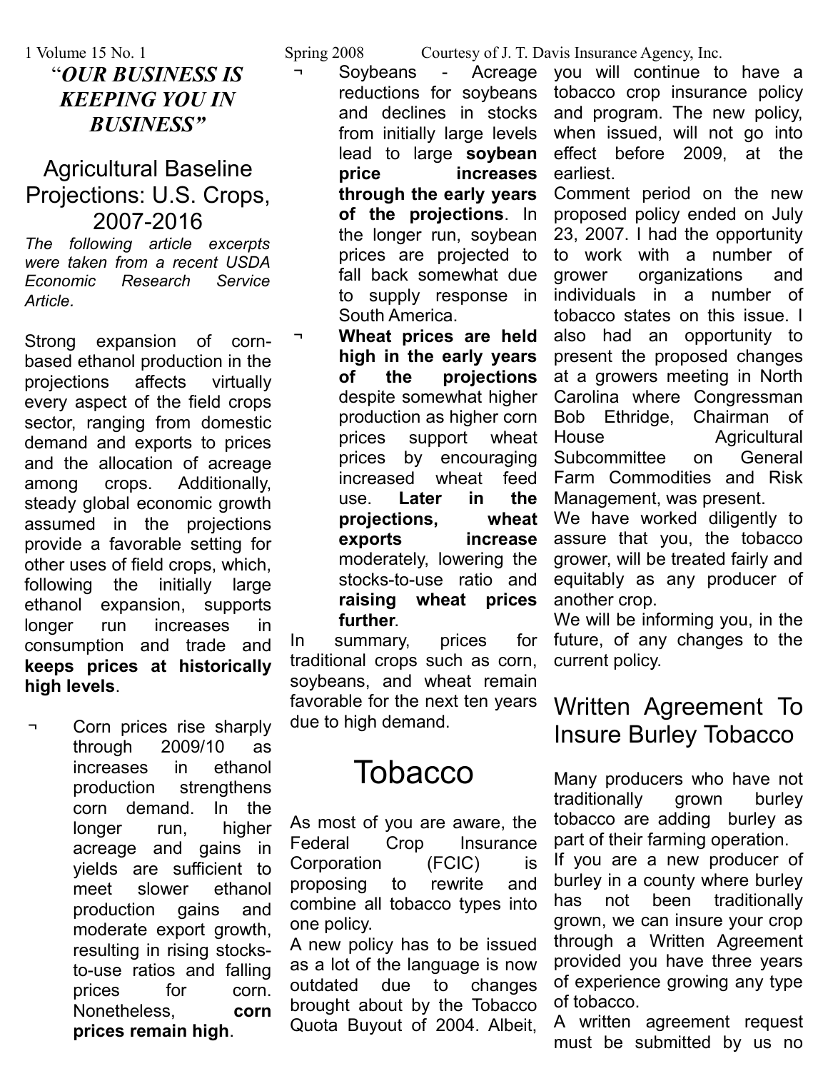# "*OUR BUSINESS IS KEEPING YOU IN BUSINESS*"

## Agricultural Baseline Projections: U.S. Crops, 2007-2016

*The following article excerpts were taken from a recent USDA Economic Research Service Article.*

Strong expansion of corn-based ethanol production in the projections affects virtually every aspect of the field crops sector, ranging from domestic demand and exports to prices and the allocation of acreage among crops. Additionally, steady global economic growth assumed in the projections provide a favorable setting for other uses of field crops, which, following the initially large ethanol expansion, supports longer run increases in consumption and trade and **keeps prices at historically high levels**.

- Corn prices rise sharply through 2009/10 as increases in ethanol production strengthens corn demand. In the longer run, higher acreage and gains in yields are sufficient to meet slower ethanol production gains and moderate export growth, resulting in rising stocks-to-use ratios and falling prices for corn. Nonetheless, **corn prices remain high**.
- Soybeans - Acreage reductions for soybeans and declines in stocks from initially large levels lead to large **soybean price increases through the early years of the projections**. In the longer run, soybean prices are projected to fall back somewhat due to supply response in South America.
- **Wheat prices are held high in the early years of the projections** despite somewhat higher production as higher corn prices support wheat prices by encouraging increased wheat feed use. **Later in the projections, wheat exports increase** moderately, lowering the stocks-to-use ratio and **raising wheat prices further**.

In summary, prices for traditional crops such as corn, soybeans, and wheat remain favorable for the next ten years due to high demand.

# Tobacco

As most of you are aware, the Federal Crop Insurance Corporation (FCIC) is proposing to rewrite and combine all tobacco types into one policy.

A new policy has to be issued as a lot of the language is now outdated due to changes brought about by the Tobacco Quota Buyout of 2004. Albeit, you will continue to have a tobacco crop insurance policy and program. The new policy, when issued, will not go into effect before 2009, at the earliest.

Comment period on the new proposed policy ended on July 23, 2007. I had the opportunity to work with a number of grower organizations and individuals in a number of tobacco states on this issue. I also had an opportunity to present the proposed changes at a growers meeting in North Carolina where Congressman Bob Ethridge, Chairman of House Agricultural Subcommittee on General Farm Commodities and Risk Management, was present.

We have worked diligently to assure that you, the tobacco grower, will be treated fairly and equitably as any producer of another crop.

We will be informing you, in the future, of any changes to the current policy.

## Written Agreement To Insure Burley Tobacco

Many producers who have not traditionally grown burley tobacco are adding burley as part of their farming operation.

If you are a new producer of burley in a county where burley has not been traditionally grown, we can insure your crop through a Written Agreement provided you have three years of experience growing any type of tobacco.

A written agreement request must be submitted by us no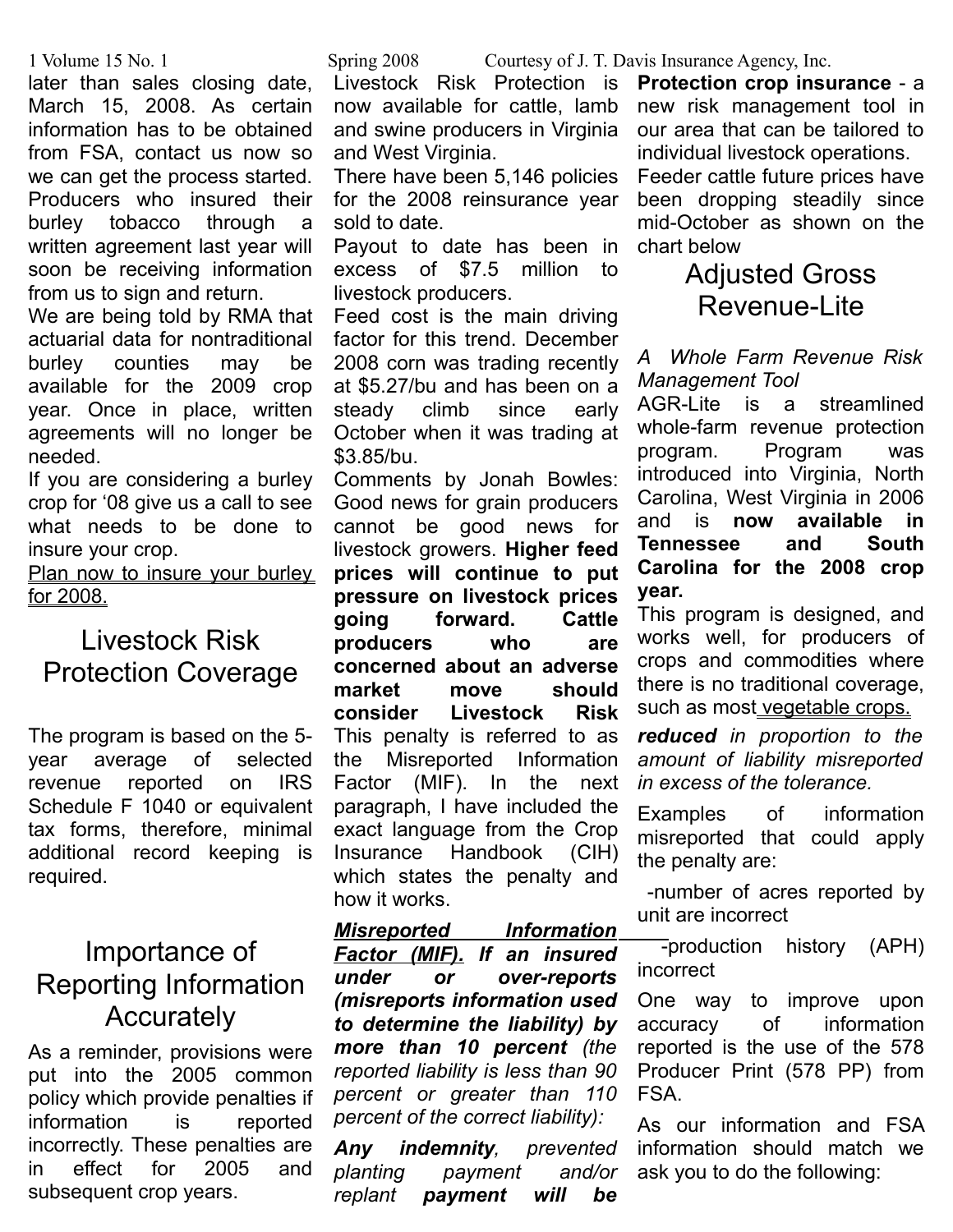later than sales closing date, March 15, 2008. As certain information has to be obtained from FSA, contact us now so we can get the process started. Producers who insured their burley tobacco through a written agreement last year will soon be receiving information from us to sign and return.

We are being told by RMA that actuarial data for nontraditional burley counties may be available for the 2009 crop year. Once in place, written agreements will no longer be needed.

If you are considering a burley crop for '08 give us a call to see what needs to be done to insure your crop.

Plan now to insure your burley for 2008.

## Livestock Risk Protection Coverage

Livestock Risk Protection is now available for cattle, lamb and swine producers in Virginia and West Virginia.

There have been 5,146 policies for the 2008 reinsurance year sold to date.

Payout to date has been in excess of $7.5 million to livestock producers.

Feed cost is the main driving factor for this trend. December 2008 corn was trading recently at $5.27/bu and has been on a steady climb since early October when it was trading at $3.85/bu.

Comments by Jonah Bowles: Good news for grain producers cannot be good news for livestock growers. **Higher feed prices will continue to put pressure on livestock prices going forward. Cattle producers who are concerned about an adverse market move should consider Livestock Risk Protection crop insurance** - a new risk management tool in our area that can be tailored to individual livestock operations.

Feeder cattle future prices have been dropping steadily since mid-October as shown on the chart below

## Adjusted Gross Revenue-Lite

*A Whole Farm Revenue Risk Management Tool*

AGR-Lite is a streamlined whole-farm revenue protection program. Program was introduced into Virginia, North Carolina, West Virginia in 2006 and is **now available in Tennessee and South Carolina for the 2008 crop year.**

This program is designed, and works well, for producers of crops and commodities where there is no traditional coverage, such as most vegetable crops.

The program is based on the 5-year average of selected revenue reported on IRS Schedule F 1040 or equivalent tax forms, therefore, minimal additional record keeping is required.

## Importance of Reporting Information Accurately

As a reminder, provisions were put into the 2005 common policy which provide penalties if information is reported incorrectly. These penalties are in effect for 2005 and subsequent crop years.

This penalty is referred to as the Misreported Information Factor (MIF). In the next paragraph, I have included the exact language from the Crop Insurance Handbook (CIH) which states the penalty and how it works.

***Misreported Information Factor (MIF).*** ***If an insured under or over-reports (misreports information used to determine the liability) by more than 10 percent*** *(the reported liability is less than 90 percent or greater than 110 percent of the correct liability):*

***Any indemnity****, prevented planting payment and/or replant* ***payment will be reduced*** *in proportion to the amount of liability misreported in excess of the tolerance.*

Examples of information misreported that could apply the penalty are:

- number of acres reported by unit are incorrect
- production history (APH) incorrect

One way to improve upon accuracy of information reported is the use of the 578 Producer Print (578 PP) from FSA.

As our information and FSA information should match we ask you to do the following: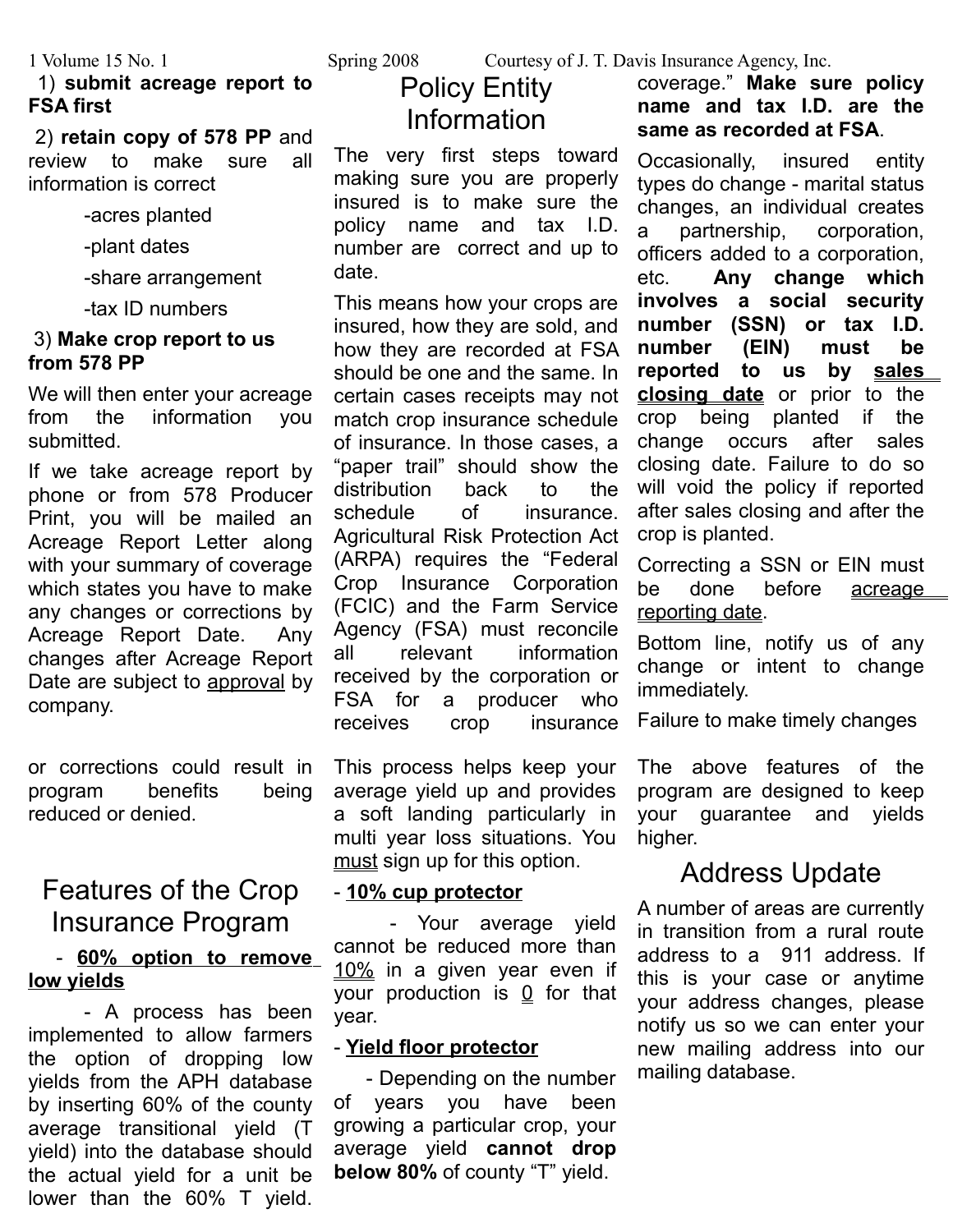1) **submit acreage report to FSA first**

2) **retain copy of 578 PP** and review to make sure all information is correct

- -acres planted
- -plant dates
- -share arrangement
- -tax ID numbers

3) **Make crop report to us from 578 PP**

We will then enter your acreage from the information you submitted.

If we take acreage report by phone or from 578 Producer Print, you will be mailed an Acreage Report Letter along with your summary of coverage which states you have to make any changes or corrections by Acreage Report Date. Any changes after Acreage Report Date are subject to approval by company.

# Policy Entity Information

The very first steps toward making sure you are properly insured is to make sure the policy name and tax I.D. number are correct and up to date.

This means how your crops are insured, how they are sold, and how they are recorded at FSA should be one and the same. In certain cases receipts may not match crop insurance schedule of insurance. In those cases, a "paper trail" should show the distribution back to the schedule of insurance. Agricultural Risk Protection Act (ARPA) requires the "Federal Crop Insurance Corporation (FCIC) and the Farm Service Agency (FSA) must reconcile all relevant information received by the corporation or FSA for a producer who receives crop insurance coverage." **Make sure policy name and tax I.D. are the same as recorded at FSA**.

Occasionally, insured entity types do change - marital status changes, an individual creates a partnership, corporation, officers added to a corporation, etc. **Any change which involves a social security number (SSN) or tax I.D. number (EIN) must be reported to us by sales closing date** or prior to the crop being planted if the change occurs after sales closing date. Failure to do so will void the policy if reported after sales closing and after the crop is planted.

Correcting a SSN or EIN must be done before acreage reporting date.

Bottom line, notify us of any change or intent to change immediately.

Failure to make timely changes or corrections could result in program benefits being reduced or denied.

# Features of the Crop Insurance Program

- **60% option to remove low yields**

- A process has been implemented to allow farmers the option of dropping low yields from the APH database by inserting 60% of the county average transitional yield (T yield) into the database should the actual yield for a unit be lower than the 60% T yield. This process helps keep your average yield up and provides a soft landing particularly in multi year loss situations. You must sign up for this option.

- **10% cup protector**

- Your average yield cannot be reduced more than 10% in a given year even if your production is 0 for that year.

- **Yield floor protector**

- Depending on the number of years you have been growing a particular crop, your average yield **cannot drop below 80%** of county "T" yield.

The above features of the program are designed to keep your guarantee and yields higher.

# Address Update

A number of areas are currently in transition from a rural route address to a 911 address. If this is your case or anytime your address changes, please notify us so we can enter your new mailing address into our mailing database.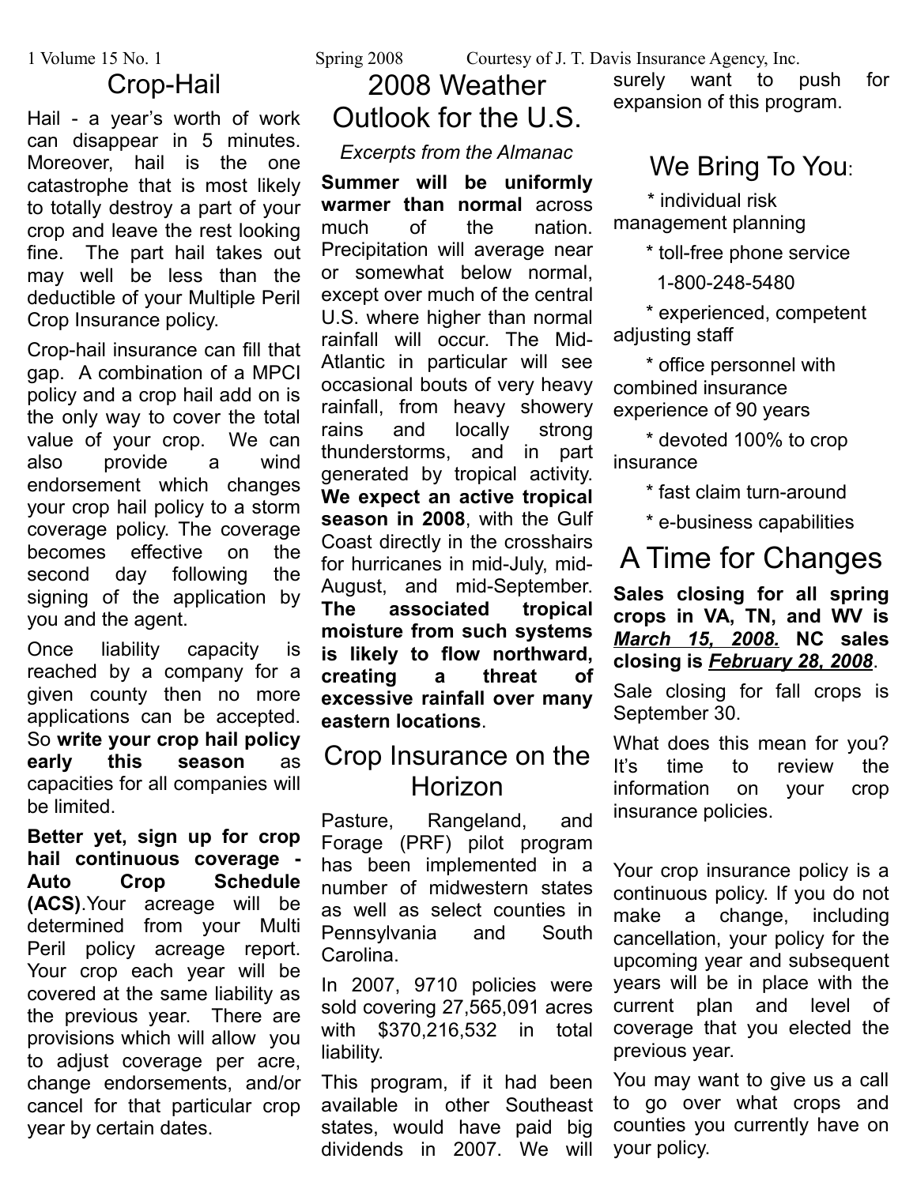## Crop-Hail

Hail - a year's worth of work can disappear in 5 minutes. Moreover, hail is the one catastrophe that is most likely to totally destroy a part of your crop and leave the rest looking fine. The part hail takes out may well be less than the deductible of your Multiple Peril Crop Insurance policy.

Crop-hail insurance can fill that gap. A combination of a MPCI policy and a crop hail add on is the only way to cover the total value of your crop. We can also provide a wind endorsement which changes your crop hail policy to a storm coverage policy. The coverage becomes effective on the second day following the signing of the application by you and the agent.

Once liability capacity is reached by a company for a given county then no more applications can be accepted. So **write your crop hail policy early this season** as capacities for all companies will be limited.

**Better yet, sign up for crop hail continuous coverage - Auto Crop Schedule (ACS)**. Your acreage will be determined from your Multi Peril policy acreage report. Your crop each year will be covered at the same liability as the previous year. There are provisions which will allow you to adjust coverage per acre, change endorsements, and/or cancel for that particular crop year by certain dates.

## 2008 Weather Outlook for the U.S.

*Excerpts from the Almanac*

**Summer will be uniformly warmer than normal** across much of the nation. Precipitation will average near or somewhat below normal, except over much of the central U.S. where higher than normal rainfall will occur. The Mid-Atlantic in particular will see occasional bouts of very heavy rainfall, from heavy showery rains and locally strong thunderstorms, and in part generated by tropical activity. **We expect an active tropical season in 2008**, with the Gulf Coast directly in the crosshairs for hurricanes in mid-July, mid-August, and mid-September. **The associated tropical moisture from such systems is likely to flow northward, creating a threat of excessive rainfall over many eastern locations**.

## Crop Insurance on the Horizon

Pasture, Rangeland, and Forage (PRF) pilot program has been implemented in a number of midwestern states as well as select counties in Pennsylvania and South Carolina.

In 2007, 9710 policies were sold covering 27,565,091 acres with $370,216,532 in total liability.

This program, if it had been available in other Southeast states, would have paid big dividends in 2007. We will surely want to push for expansion of this program.

## We Bring To You:

- individual risk management planning
- toll-free phone service 1-800-248-5480
- experienced, competent adjusting staff
- office personnel with combined insurance experience of 90 years
- devoted 100% to crop insurance
- fast claim turn-around
- e-business capabilities

## A Time for Changes

**Sales closing for all spring crops in VA, TN, and WV is *March 15, 2008.* NC sales closing is *February 28, 2008*.**

Sale closing for fall crops is September 30.

What does this mean for you? It's time to review the information on your crop insurance policies.

Your crop insurance policy is a continuous policy. If you do not make a change, including cancellation, your policy for the upcoming year and subsequent years will be in place with the current plan and level of coverage that you elected the previous year.

You may want to give us a call to go over what crops and counties you currently have on your policy.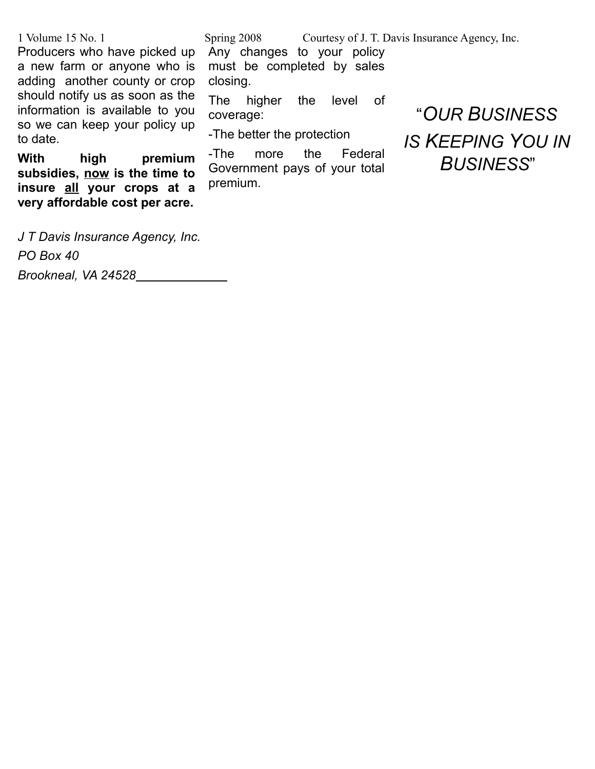Producers who have picked up a new farm or anyone who is adding another county or crop should notify us as soon as the information is available to you so we can keep your policy up to date.

**With high premium subsidies, <u>now</u> is the time to insure <u>all</u> your crops at a very affordable cost per acre.**

Any changes to your policy must be completed by sales closing.

The higher the level of coverage:

-The better the protection

-The more the Federal Government pays of your total premium.

*"OUR BUSINESS IS KEEPING YOU IN BUSINESS"*

*J T Davis Insurance Agency, Inc.*

*PO Box 40*

*Brookneal, VA 24528*